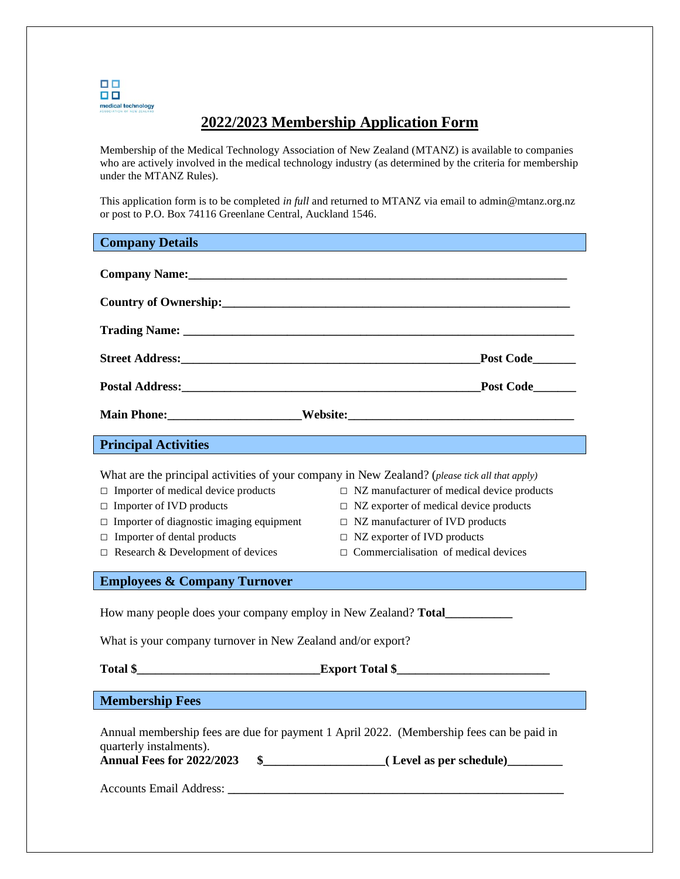medical technology
ASSOCIATION OF NEW ZEALAND

# 2022/2023 Membership Application Form

Membership of the Medical Technology Association of New Zealand (MTANZ) is available to companies who are actively involved in the medical technology industry (as determined by the criteria for membership under the MTANZ Rules).

This application form is to be completed *in full* and returned to MTANZ via email to admin@mtanz.org.nz or post to P.O. Box 74116 Greenlane Central, Auckland 1546.

## Company Details

**Company Name:**_______________________________________________________________

**Country of Ownership:**__________________________________________________________

**Trading Name:** _______________________________________________________________

**Street Address:**____________________________________________**Post Code**_______

**Postal Address:**____________________________________________**Post Code**_______

**Main Phone:**_____________________**Website:**_____________________________________

## Principal Activities

What are the principal activities of your company in New Zealand? (*please tick all that apply)*

- □ Importer of medical device products
- □ Importer of IVD products
- □ Importer of diagnostic imaging equipment
- □ Importer of dental products
- □ Research & Development of devices
- □ NZ manufacturer of medical device products
- □ NZ exporter of medical device products
- □ NZ manufacturer of IVD products
- □ NZ exporter of IVD products
- □ Commercialisation of medical devices

## Employees & Company Turnover

How many people does your company employ in New Zealand? **Total**___________

What is your company turnover in New Zealand and/or export?

**Total $**______________________________**Export Total $**_________________________

## Membership Fees

Annual membership fees are due for payment 1 April 2022. (Membership fees can be paid in quarterly instalments).

**Annual Fees for 2022/2023 $**___________________**( Level as per schedule)**_________

Accounts Email Address: _______________________________________________________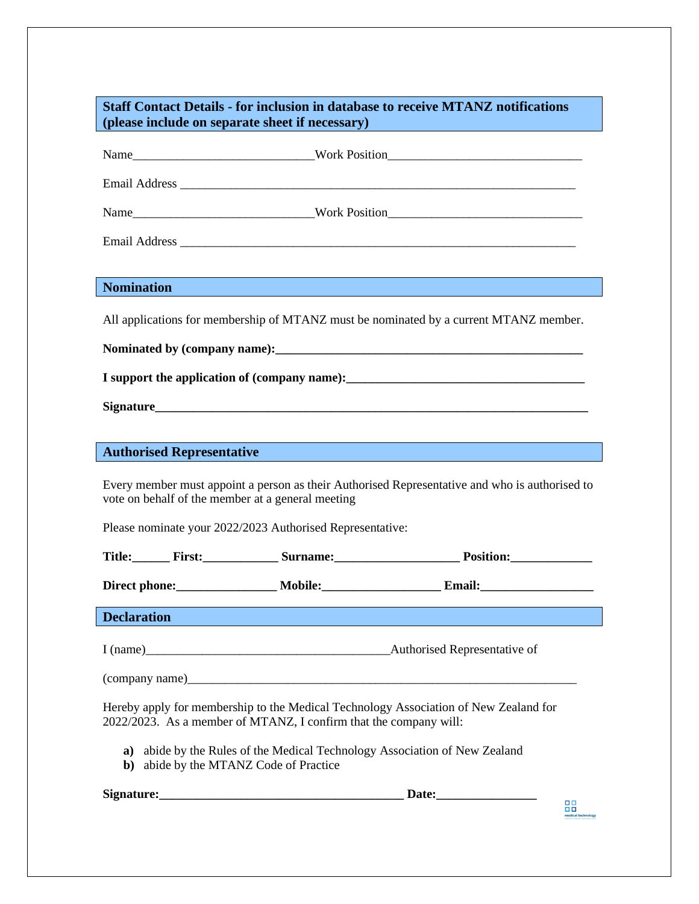## Staff Contact Details - for inclusion in database to receive MTANZ notifications (please include on separate sheet if necessary)

Name_____________________________Work Position_______________________________

Email Address _______________________________________________________________

Name_____________________________Work Position_______________________________

Email Address _______________________________________________________________

## Nomination

All applications for membership of MTANZ must be nominated by a current MTANZ member.

**Nominated by (company name):___________________________________________________**

**I support the application of (company name):______________________________________**

**Signature_____________________________________________________________________**

## Authorised Representative

Every member must appoint a person as their Authorised Representative and who is authorised to vote on behalf of the member at a general meeting

Please nominate your 2022/2023 Authorised Representative:

**Title:______ First:____________ Surname:____________________ Position:_____________**

**Direct phone:________________ Mobile:___________________ Email:__________________**

## Declaration

I (name)________________________________________Authorised Representative of

(company name)_________________________________________________________________

Hereby apply for membership to the Medical Technology Association of New Zealand for 2022/2023. As a member of MTANZ, I confirm that the company will:

**a)** abide by the Rules of the Medical Technology Association of New Zealand
**b)** abide by the MTANZ Code of Practice

**Signature:________________________________________ Date:________________**